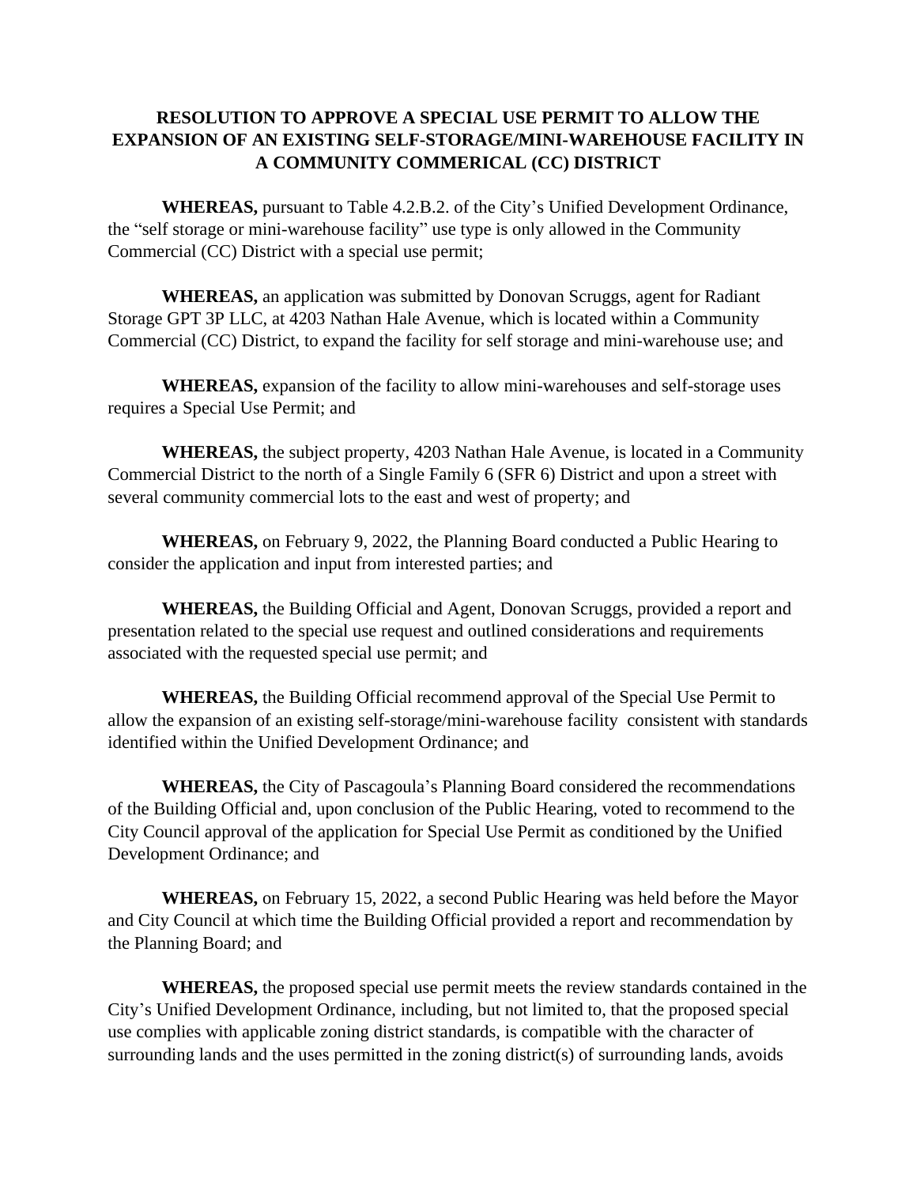# RESOLUTION TO APPROVE A SPECIAL USE PERMIT TO ALLOW THE EXPANSION OF AN EXISTING SELF-STORAGE/MINI-WAREHOUSE FACILITY IN A COMMUNITY COMMERICAL (CC) DISTRICT

**WHEREAS,** pursuant to Table 4.2.B.2. of the City's Unified Development Ordinance, the "self storage or mini-warehouse facility" use type is only allowed in the Community Commercial (CC) District with a special use permit;

**WHEREAS,** an application was submitted by Donovan Scruggs, agent for Radiant Storage GPT 3P LLC, at 4203 Nathan Hale Avenue, which is located within a Community Commercial (CC) District, to expand the facility for self storage and mini-warehouse use; and

**WHEREAS,** expansion of the facility to allow mini-warehouses and self-storage uses requires a Special Use Permit; and

**WHEREAS,** the subject property, 4203 Nathan Hale Avenue, is located in a Community Commercial District to the north of a Single Family 6 (SFR 6) District and upon a street with several community commercial lots to the east and west of property; and

**WHEREAS,** on February 9, 2022, the Planning Board conducted a Public Hearing to consider the application and input from interested parties; and

**WHEREAS,** the Building Official and Agent, Donovan Scruggs, provided a report and presentation related to the special use request and outlined considerations and requirements associated with the requested special use permit; and

**WHEREAS,** the Building Official recommend approval of the Special Use Permit to allow the expansion of an existing self-storage/mini-warehouse facility consistent with standards identified within the Unified Development Ordinance; and

**WHEREAS,** the City of Pascagoula's Planning Board considered the recommendations of the Building Official and, upon conclusion of the Public Hearing, voted to recommend to the City Council approval of the application for Special Use Permit as conditioned by the Unified Development Ordinance; and

**WHEREAS,** on February 15, 2022, a second Public Hearing was held before the Mayor and City Council at which time the Building Official provided a report and recommendation by the Planning Board; and

**WHEREAS,** the proposed special use permit meets the review standards contained in the City's Unified Development Ordinance, including, but not limited to, that the proposed special use complies with applicable zoning district standards, is compatible with the character of surrounding lands and the uses permitted in the zoning district(s) of surrounding lands, avoids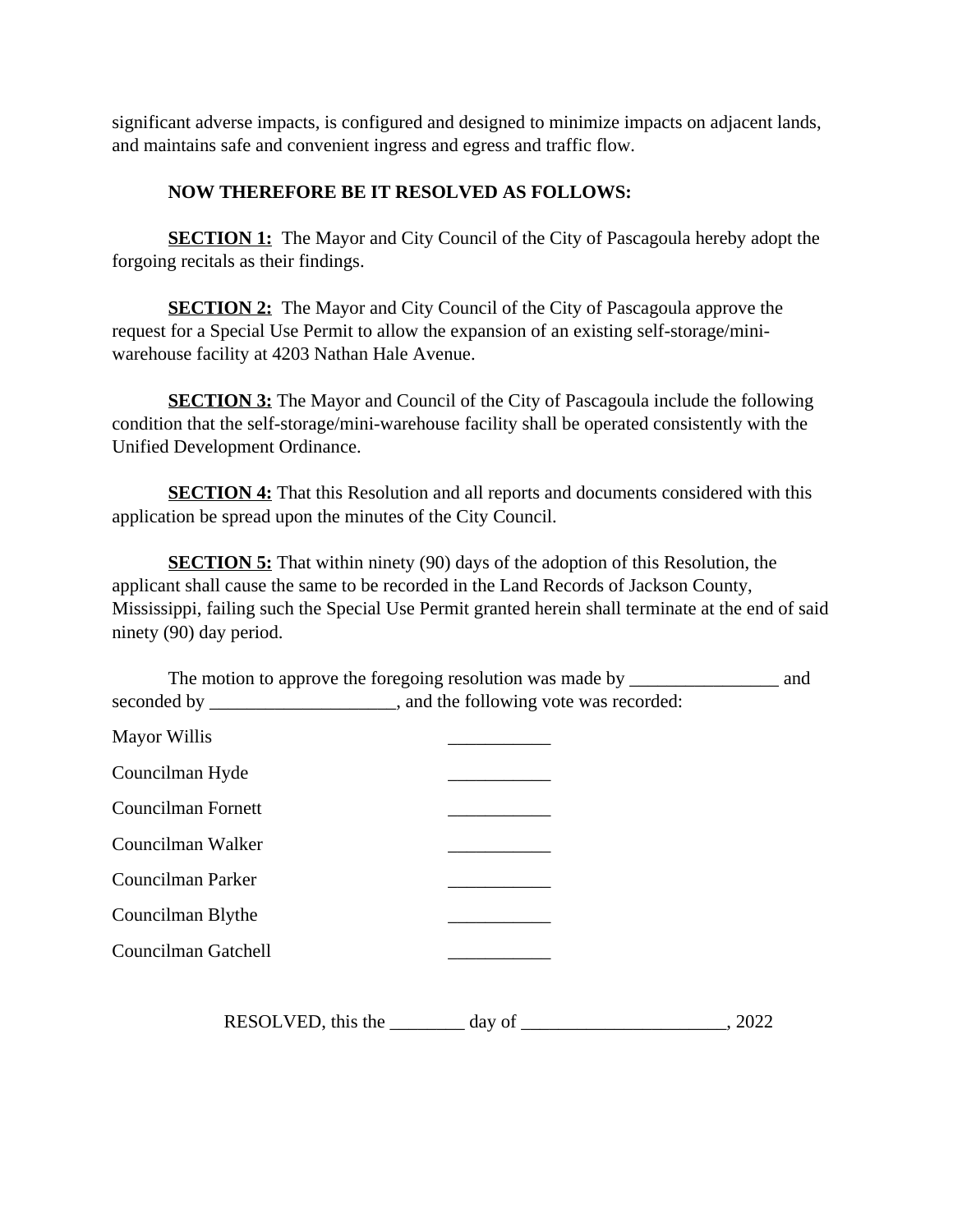significant adverse impacts, is configured and designed to minimize impacts on adjacent lands, and maintains safe and convenient ingress and egress and traffic flow.

**NOW THEREFORE BE IT RESOLVED AS FOLLOWS:**

**SECTION 1:** The Mayor and City Council of the City of Pascagoula hereby adopt the forgoing recitals as their findings.

**SECTION 2:** The Mayor and City Council of the City of Pascagoula approve the request for a Special Use Permit to allow the expansion of an existing self-storage/mini-warehouse facility at 4203 Nathan Hale Avenue.

**SECTION 3:** The Mayor and Council of the City of Pascagoula include the following condition that the self-storage/mini-warehouse facility shall be operated consistently with the Unified Development Ordinance.

**SECTION 4:** That this Resolution and all reports and documents considered with this application be spread upon the minutes of the City Council.

**SECTION 5:** That within ninety (90) days of the adoption of this Resolution, the applicant shall cause the same to be recorded in the Land Records of Jackson County, Mississippi, failing such the Special Use Permit granted herein shall terminate at the end of said ninety (90) day period.

The motion to approve the foregoing resolution was made by ________________ and seconded by ____________________, and the following vote was recorded:

| | |
|---|---|
| Mayor Willis | ___________ |
| Councilman Hyde | ___________ |
| Councilman Fornett | ___________ |
| Councilman Walker | ___________ |
| Councilman Parker | ___________ |
| Councilman Blythe | ___________ |
| Councilman Gatchell | ___________ |

RESOLVED, this the ________ day of ______________________, 2022